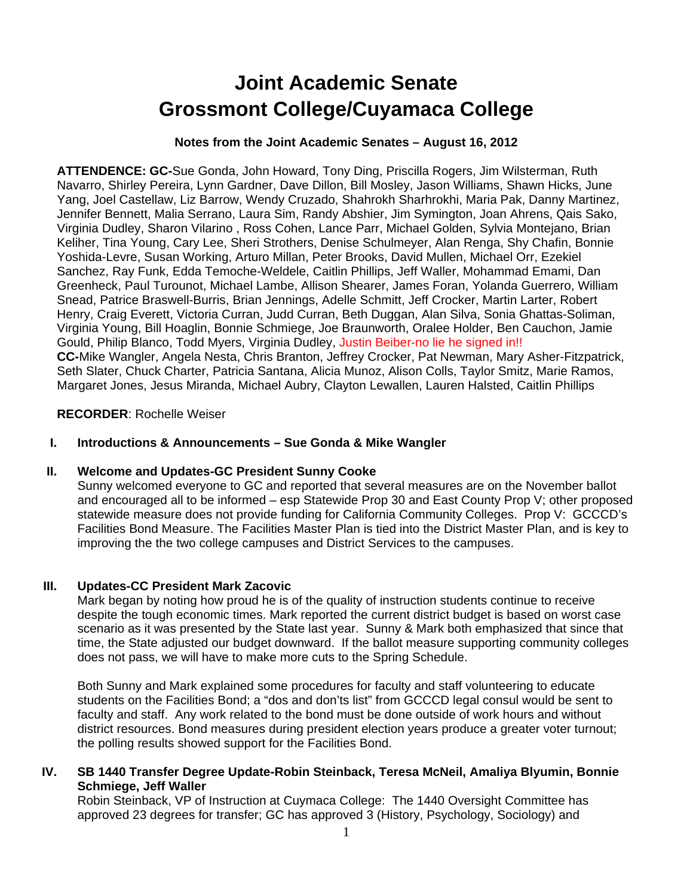# Joint Academic Senate
# Grossmont College/Cuyamaca College

**Notes from the Joint Academic Senates – August 16, 2012**

**ATTENDENCE: GC-**Sue Gonda, John Howard, Tony Ding, Priscilla Rogers, Jim Wilsterman, Ruth Navarro, Shirley Pereira, Lynn Gardner, Dave Dillon, Bill Mosley, Jason Williams, Shawn Hicks, June Yang, Joel Castellaw, Liz Barrow, Wendy Cruzado, Shahrokh Sharhrokhi, Maria Pak, Danny Martinez, Jennifer Bennett, Malia Serrano, Laura Sim, Randy Abshier, Jim Symington, Joan Ahrens, Qais Sako, Virginia Dudley, Sharon Vilarino , Ross Cohen, Lance Parr, Michael Golden, Sylvia Montejano, Brian Keliher, Tina Young, Cary Lee, Sheri Strothers, Denise Schulmeyer, Alan Renga, Shy Chafin, Bonnie Yoshida-Levre, Susan Working, Arturo Millan, Peter Brooks, David Mullen, Michael Orr, Ezekiel Sanchez, Ray Funk, Edda Temoche-Weldele, Caitlin Phillips, Jeff Waller, Mohammad Emami, Dan Greenheck, Paul Turounot, Michael Lambe, Allison Shearer, James Foran, Yolanda Guerrero, William Snead, Patrice Braswell-Burris, Brian Jennings, Adelle Schmitt, Jeff Crocker, Martin Larter, Robert Henry, Craig Everett, Victoria Curran, Judd Curran, Beth Duggan, Alan Silva, Sonia Ghattas-Soliman, Virginia Young, Bill Hoaglin, Bonnie Schmiege, Joe Braunworth, Oralee Holder, Ben Cauchon, Jamie Gould, Philip Blanco, Todd Myers, Virginia Dudley, Justin Beiber-no lie he signed in!!
**CC-**Mike Wangler, Angela Nesta, Chris Branton, Jeffrey Crocker, Pat Newman, Mary Asher-Fitzpatrick, Seth Slater, Chuck Charter, Patricia Santana, Alicia Munoz, Alison Colls, Taylor Smitz, Marie Ramos, Margaret Jones, Jesus Miranda, Michael Aubry, Clayton Lewallen, Lauren Halsted, Caitlin Phillips

**RECORDER**: Rochelle Weiser

## I. Introductions & Announcements – Sue Gonda & Mike Wangler

## II. Welcome and Updates-GC President Sunny Cooke

Sunny welcomed everyone to GC and reported that several measures are on the November ballot and encouraged all to be informed – esp Statewide Prop 30 and East County Prop V; other proposed statewide measure does not provide funding for California Community Colleges. Prop V: GCCCD's Facilities Bond Measure. The Facilities Master Plan is tied into the District Master Plan, and is key to improving the the two college campuses and District Services to the campuses.

## III. Updates-CC President Mark Zacovic

Mark began by noting how proud he is of the quality of instruction students continue to receive despite the tough economic times. Mark reported the current district budget is based on worst case scenario as it was presented by the State last year. Sunny & Mark both emphasized that since that time, the State adjusted our budget downward. If the ballot measure supporting community colleges does not pass, we will have to make more cuts to the Spring Schedule.

Both Sunny and Mark explained some procedures for faculty and staff volunteering to educate students on the Facilities Bond; a "dos and don'ts list" from GCCCD legal consul would be sent to faculty and staff. Any work related to the bond must be done outside of work hours and without district resources. Bond measures during president election years produce a greater voter turnout; the polling results showed support for the Facilities Bond.

## IV. SB 1440 Transfer Degree Update-Robin Steinback, Teresa McNeil, Amaliya Blyumin, Bonnie Schmiege, Jeff Waller

Robin Steinback, VP of Instruction at Cuymaca College: The 1440 Oversight Committee has approved 23 degrees for transfer; GC has approved 3 (History, Psychology, Sociology) and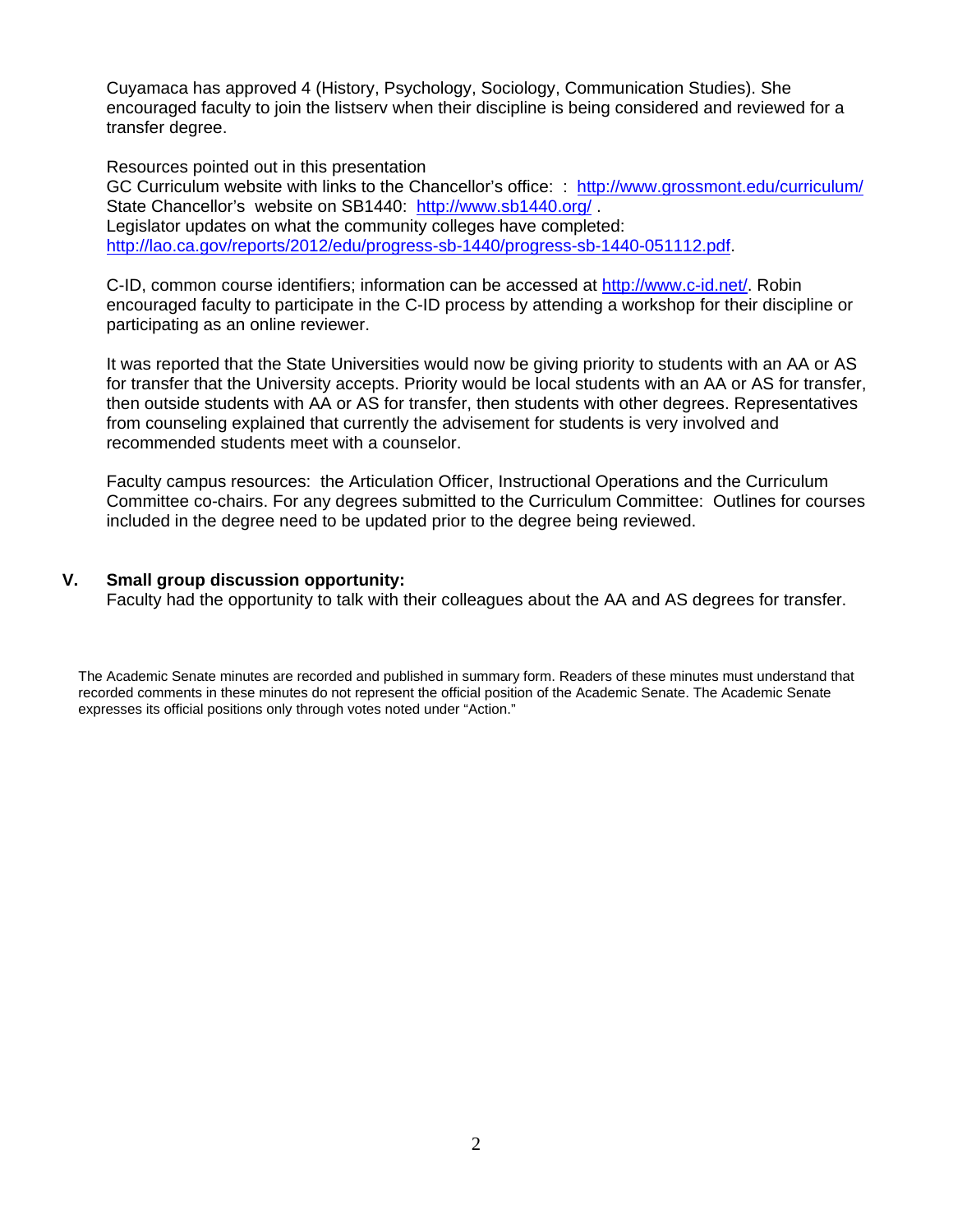Cuyamaca has approved 4 (History, Psychology, Sociology, Communication Studies). She encouraged faculty to join the listserv when their discipline is being considered and reviewed for a transfer degree.

Resources pointed out in this presentation
GC Curriculum website with links to the Chancellor's office: : http://www.grossmont.edu/curriculum/
State Chancellor's website on SB1440: http://www.sb1440.org/ .
Legislator updates on what the community colleges have completed:
http://lao.ca.gov/reports/2012/edu/progress-sb-1440/progress-sb-1440-051112.pdf.

C-ID, common course identifiers; information can be accessed at http://www.c-id.net/. Robin encouraged faculty to participate in the C-ID process by attending a workshop for their discipline or participating as an online reviewer.

It was reported that the State Universities would now be giving priority to students with an AA or AS for transfer that the University accepts. Priority would be local students with an AA or AS for transfer, then outside students with AA or AS for transfer, then students with other degrees. Representatives from counseling explained that currently the advisement for students is very involved and recommended students meet with a counselor.

Faculty campus resources: the Articulation Officer, Instructional Operations and the Curriculum Committee co-chairs. For any degrees submitted to the Curriculum Committee: Outlines for courses included in the degree need to be updated prior to the degree being reviewed.

## V. Small group discussion opportunity:

Faculty had the opportunity to talk with their colleagues about the AA and AS degrees for transfer.

The Academic Senate minutes are recorded and published in summary form. Readers of these minutes must understand that recorded comments in these minutes do not represent the official position of the Academic Senate. The Academic Senate expresses its official positions only through votes noted under "Action."